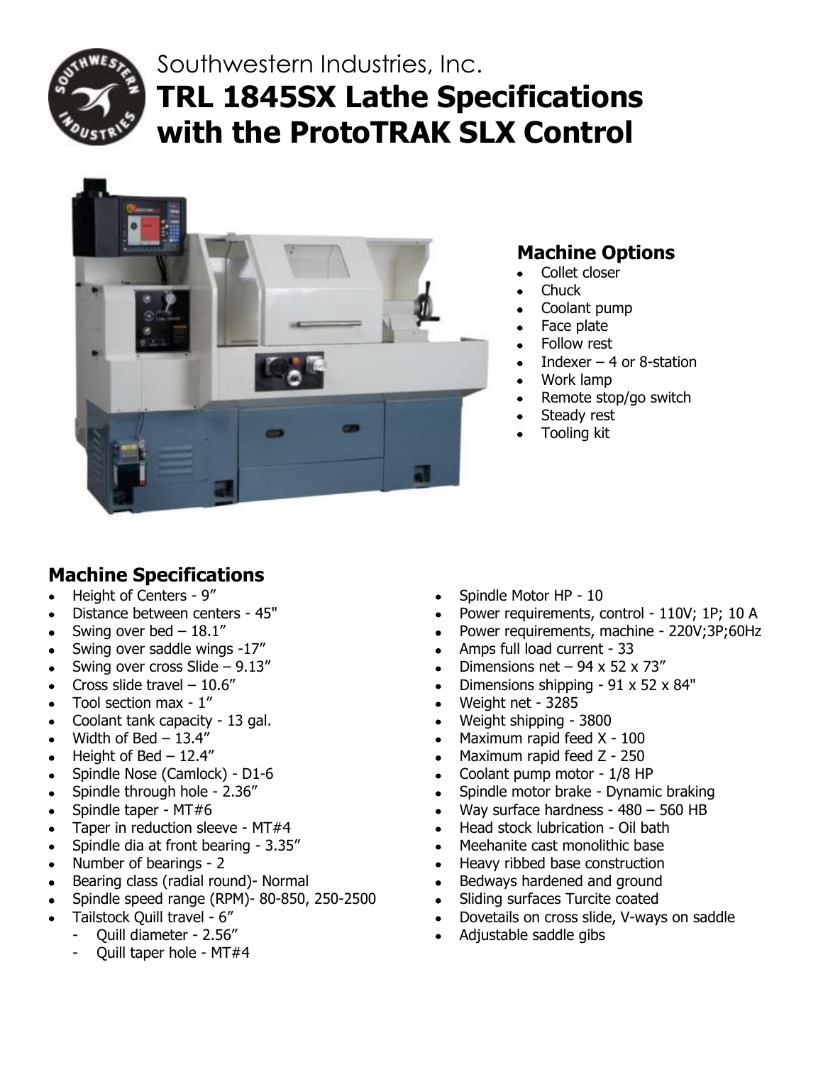Southwestern Industries, Inc.

# TRL 1845SX Lathe Specifications with the ProtoTRAK SLX Control

## Machine Options

- Collet closer
- Chuck
- Coolant pump
- Face plate
- Follow rest
- Indexer – 4 or 8-station
- Work lamp
- Remote stop/go switch
- Steady rest
- Tooling kit

## Machine Specifications

- Height of Centers - 9”
- Distance between centers - 45"
- Swing over bed – 18.1”
- Swing over saddle wings -17”
- Swing over cross Slide – 9.13”
- Cross slide travel – 10.6”
- Tool section max - 1”
- Coolant tank capacity - 13 gal.
- Width of Bed – 13.4”
- Height of Bed – 12.4”
- Spindle Nose (Camlock) - D1-6
- Spindle through hole - 2.36”
- Spindle taper - MT#6
- Taper in reduction sleeve - MT#4
- Spindle dia at front bearing - 3.35”
- Number of bearings - 2
- Bearing class (radial round)- Normal
- Spindle speed range (RPM)- 80-850, 250-2500
- Tailstock Quill travel - 6”
  - Quill diameter - 2.56”
  - Quill taper hole - MT#4
- Spindle Motor HP - 10
- Power requirements, control - 110V; 1P; 10 A
- Power requirements, machine - 220V;3P;60Hz
- Amps full load current - 33
- Dimensions net – 94 x 52 x 73”
- Dimensions shipping - 91 x 52 x 84"
- Weight net - 3285
- Weight shipping - 3800
- Maximum rapid feed X - 100
- Maximum rapid feed Z - 250
- Coolant pump motor - 1/8 HP
- Spindle motor brake - Dynamic braking
- Way surface hardness - 480 – 560 HB
- Head stock lubrication - Oil bath
- Meehanite cast monolithic base
- Heavy ribbed base construction
- Bedways hardened and ground
- Sliding surfaces Turcite coated
- Dovetails on cross slide, V-ways on saddle
- Adjustable saddle gibs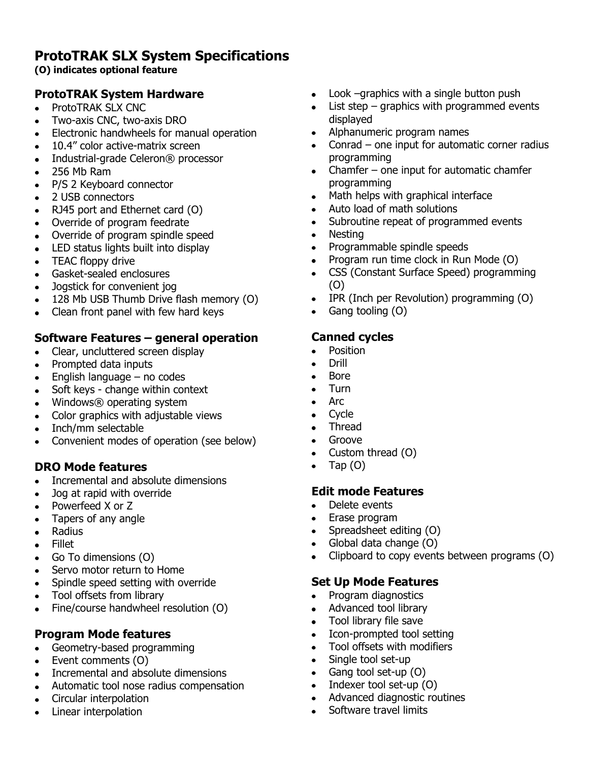# ProtoTRAK SLX System Specifications

**(O) indicates optional feature**

## ProtoTRAK System Hardware

- ProtoTRAK SLX CNC
- Two-axis CNC, two-axis DRO
- Electronic handwheels for manual operation
- 10.4" color active-matrix screen
- Industrial-grade Celeron® processor
- 256 Mb Ram
- P/S 2 Keyboard connector
- 2 USB connectors
- RJ45 port and Ethernet card (O)
- Override of program feedrate
- Override of program spindle speed
- LED status lights built into display
- TEAC floppy drive
- Gasket-sealed enclosures
- Jogstick for convenient jog
- 128 Mb USB Thumb Drive flash memory (O)
- Clean front panel with few hard keys

## Software Features – general operation

- Clear, uncluttered screen display
- Prompted data inputs
- English language – no codes
- Soft keys - change within context
- Windows® operating system
- Color graphics with adjustable views
- Inch/mm selectable
- Convenient modes of operation (see below)

## DRO Mode features

- Incremental and absolute dimensions
- Jog at rapid with override
- Powerfeed X or Z
- Tapers of any angle
- Radius
- Fillet
- Go To dimensions (O)
- Servo motor return to Home
- Spindle speed setting with override
- Tool offsets from library
- Fine/course handwheel resolution (O)

## Program Mode features

- Geometry-based programming
- Event comments (O)
- Incremental and absolute dimensions
- Automatic tool nose radius compensation
- Circular interpolation
- Linear interpolation
- Look –graphics with a single button push
- List step – graphics with programmed events displayed
- Alphanumeric program names
- Conrad – one input for automatic corner radius programming
- Chamfer – one input for automatic chamfer programming
- Math helps with graphical interface
- Auto load of math solutions
- Subroutine repeat of programmed events
- Nesting
- Programmable spindle speeds
- Program run time clock in Run Mode (O)
- CSS (Constant Surface Speed) programming (O)
- IPR (Inch per Revolution) programming (O)
- Gang tooling (O)

## Canned cycles

- Position
- Drill
- Bore
- Turn
- Arc
- Cycle
- Thread
- Groove
- Custom thread (O)
- Tap (O)

## Edit mode Features

- Delete events
- Erase program
- Spreadsheet editing (O)
- Global data change (O)
- Clipboard to copy events between programs (O)

## Set Up Mode Features

- Program diagnostics
- Advanced tool library
- Tool library file save
- Icon-prompted tool setting
- Tool offsets with modifiers
- Single tool set-up
- Gang tool set-up (O)
- Indexer tool set-up (O)
- Advanced diagnostic routines
- Software travel limits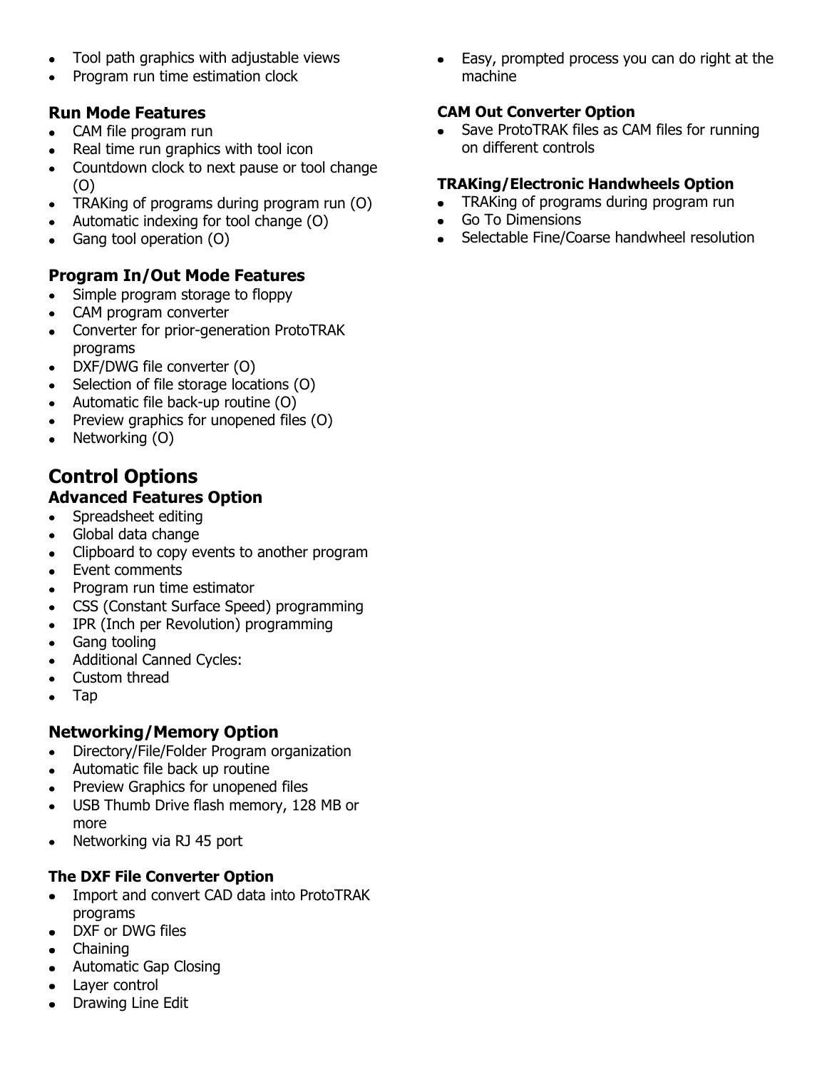- Tool path graphics with adjustable views
- Program run time estimation clock

### Run Mode Features

- CAM file program run
- Real time run graphics with tool icon
- Countdown clock to next pause or tool change (O)
- TRAKing of programs during program run (O)
- Automatic indexing for tool change (O)
- Gang tool operation (O)

### Program In/Out Mode Features

- Simple program storage to floppy
- CAM program converter
- Converter for prior-generation ProtoTRAK programs
- DXF/DWG file converter (O)
- Selection of file storage locations (O)
- Automatic file back-up routine (O)
- Preview graphics for unopened files (O)
- Networking (O)

## Control Options

### Advanced Features Option

- Spreadsheet editing
- Global data change
- Clipboard to copy events to another program
- Event comments
- Program run time estimator
- CSS (Constant Surface Speed) programming
- IPR (Inch per Revolution) programming
- Gang tooling
- Additional Canned Cycles:
- Custom thread
- Tap

### Networking/Memory Option

- Directory/File/Folder Program organization
- Automatic file back up routine
- Preview Graphics for unopened files
- USB Thumb Drive flash memory, 128 MB or more
- Networking via RJ 45 port

#### The DXF File Converter Option

- Import and convert CAD data into ProtoTRAK programs
- DXF or DWG files
- Chaining
- Automatic Gap Closing
- Layer control
- Drawing Line Edit
- Easy, prompted process you can do right at the machine

#### CAM Out Converter Option

- Save ProtoTRAK files as CAM files for running on different controls

#### TRAKing/Electronic Handwheels Option

- TRAKing of programs during program run
- Go To Dimensions
- Selectable Fine/Coarse handwheel resolution